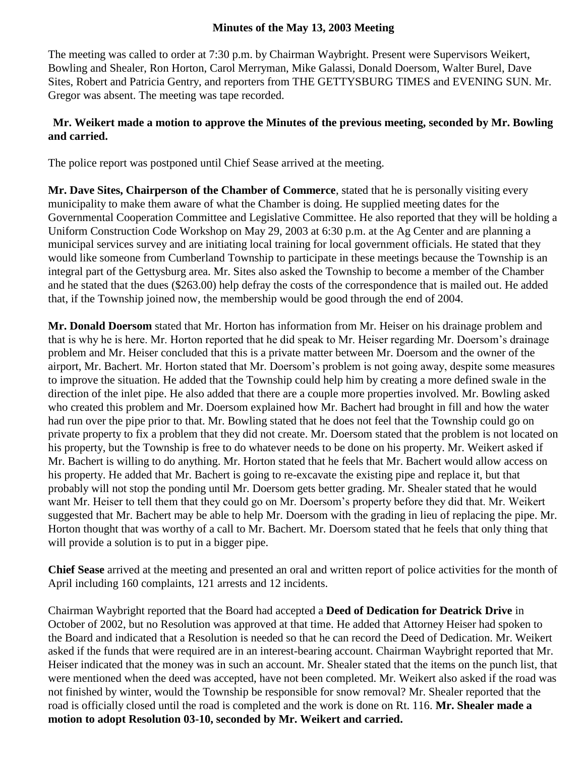# Minutes of the May 13, 2003 Meeting

The meeting was called to order at 7:30 p.m. by Chairman Waybright. Present were Supervisors Weikert, Bowling and Shealer, Ron Horton, Carol Merryman, Mike Galassi, Donald Doersom, Walter Burel, Dave Sites, Robert and Patricia Gentry, and reporters from THE GETTYSBURG TIMES and EVENING SUN. Mr. Gregor was absent. The meeting was tape recorded.

**Mr. Weikert made a motion to approve the Minutes of the previous meeting, seconded by Mr. Bowling and carried.**

The police report was postponed until Chief Sease arrived at the meeting.

**Mr. Dave Sites, Chairperson of the Chamber of Commerce**, stated that he is personally visiting every municipality to make them aware of what the Chamber is doing. He supplied meeting dates for the Governmental Cooperation Committee and Legislative Committee. He also reported that they will be holding a Uniform Construction Code Workshop on May 29, 2003 at 6:30 p.m. at the Ag Center and are planning a municipal services survey and are initiating local training for local government officials. He stated that they would like someone from Cumberland Township to participate in these meetings because the Township is an integral part of the Gettysburg area. Mr. Sites also asked the Township to become a member of the Chamber and he stated that the dues ($263.00) help defray the costs of the correspondence that is mailed out. He added that, if the Township joined now, the membership would be good through the end of 2004.

**Mr. Donald Doersom** stated that Mr. Horton has information from Mr. Heiser on his drainage problem and that is why he is here. Mr. Horton reported that he did speak to Mr. Heiser regarding Mr. Doersom's drainage problem and Mr. Heiser concluded that this is a private matter between Mr. Doersom and the owner of the airport, Mr. Bachert. Mr. Horton stated that Mr. Doersom's problem is not going away, despite some measures to improve the situation. He added that the Township could help him by creating a more defined swale in the direction of the inlet pipe. He also added that there are a couple more properties involved. Mr. Bowling asked who created this problem and Mr. Doersom explained how Mr. Bachert had brought in fill and how the water had run over the pipe prior to that. Mr. Bowling stated that he does not feel that the Township could go on private property to fix a problem that they did not create. Mr. Doersom stated that the problem is not located on his property, but the Township is free to do whatever needs to be done on his property. Mr. Weikert asked if Mr. Bachert is willing to do anything. Mr. Horton stated that he feels that Mr. Bachert would allow access on his property. He added that Mr. Bachert is going to re-excavate the existing pipe and replace it, but that probably will not stop the ponding until Mr. Doersom gets better grading. Mr. Shealer stated that he would want Mr. Heiser to tell them that they could go on Mr. Doersom's property before they did that. Mr. Weikert suggested that Mr. Bachert may be able to help Mr. Doersom with the grading in lieu of replacing the pipe. Mr. Horton thought that was worthy of a call to Mr. Bachert. Mr. Doersom stated that he feels that only thing that will provide a solution is to put in a bigger pipe.

**Chief Sease** arrived at the meeting and presented an oral and written report of police activities for the month of April including 160 complaints, 121 arrests and 12 incidents.

Chairman Waybright reported that the Board had accepted a **Deed of Dedication for Deatrick Drive** in October of 2002, but no Resolution was approved at that time. He added that Attorney Heiser had spoken to the Board and indicated that a Resolution is needed so that he can record the Deed of Dedication. Mr. Weikert asked if the funds that were required are in an interest-bearing account. Chairman Waybright reported that Mr. Heiser indicated that the money was in such an account. Mr. Shealer stated that the items on the punch list, that were mentioned when the deed was accepted, have not been completed. Mr. Weikert also asked if the road was not finished by winter, would the Township be responsible for snow removal? Mr. Shealer reported that the road is officially closed until the road is completed and the work is done on Rt. 116. **Mr. Shealer made a motion to adopt Resolution 03-10, seconded by Mr. Weikert and carried.**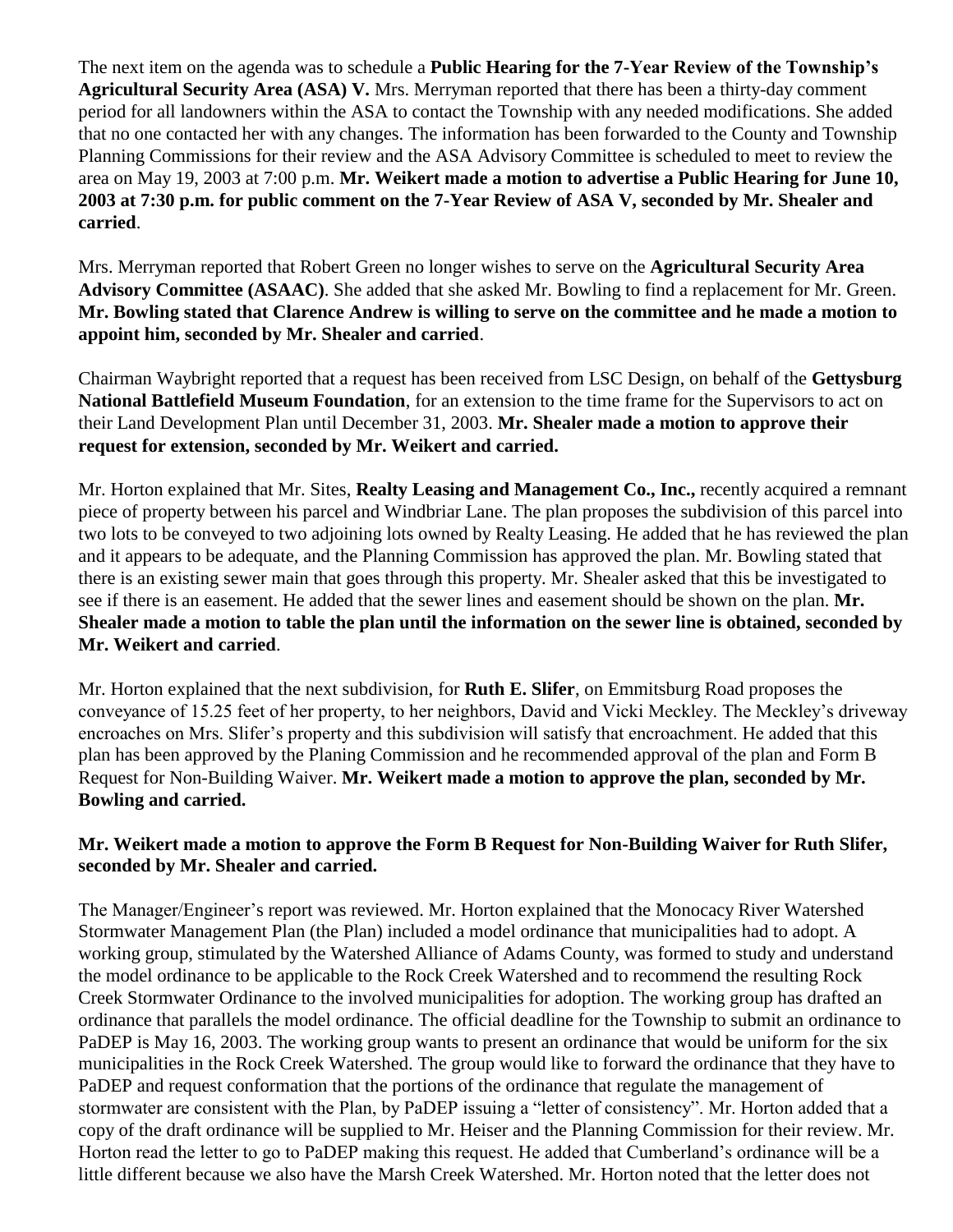The next item on the agenda was to schedule a **Public Hearing for the 7-Year Review of the Township's Agricultural Security Area (ASA) V.** Mrs. Merryman reported that there has been a thirty-day comment period for all landowners within the ASA to contact the Township with any needed modifications. She added that no one contacted her with any changes. The information has been forwarded to the County and Township Planning Commissions for their review and the ASA Advisory Committee is scheduled to meet to review the area on May 19, 2003 at 7:00 p.m. **Mr. Weikert made a motion to advertise a Public Hearing for June 10, 2003 at 7:30 p.m. for public comment on the 7-Year Review of ASA V, seconded by Mr. Shealer and carried**.

Mrs. Merryman reported that Robert Green no longer wishes to serve on the **Agricultural Security Area Advisory Committee (ASAAC)**. She added that she asked Mr. Bowling to find a replacement for Mr. Green. **Mr. Bowling stated that Clarence Andrew is willing to serve on the committee and he made a motion to appoint him, seconded by Mr. Shealer and carried**.

Chairman Waybright reported that a request has been received from LSC Design, on behalf of the **Gettysburg National Battlefield Museum Foundation**, for an extension to the time frame for the Supervisors to act on their Land Development Plan until December 31, 2003. **Mr. Shealer made a motion to approve their request for extension, seconded by Mr. Weikert and carried.**

Mr. Horton explained that Mr. Sites, **Realty Leasing and Management Co., Inc.,** recently acquired a remnant piece of property between his parcel and Windbriar Lane. The plan proposes the subdivision of this parcel into two lots to be conveyed to two adjoining lots owned by Realty Leasing. He added that he has reviewed the plan and it appears to be adequate, and the Planning Commission has approved the plan. Mr. Bowling stated that there is an existing sewer main that goes through this property. Mr. Shealer asked that this be investigated to see if there is an easement. He added that the sewer lines and easement should be shown on the plan. **Mr. Shealer made a motion to table the plan until the information on the sewer line is obtained, seconded by Mr. Weikert and carried**.

Mr. Horton explained that the next subdivision, for **Ruth E. Slifer**, on Emmitsburg Road proposes the conveyance of 15.25 feet of her property, to her neighbors, David and Vicki Meckley. The Meckley's driveway encroaches on Mrs. Slifer's property and this subdivision will satisfy that encroachment. He added that this plan has been approved by the Planing Commission and he recommended approval of the plan and Form B Request for Non-Building Waiver. **Mr. Weikert made a motion to approve the plan, seconded by Mr. Bowling and carried.**

**Mr. Weikert made a motion to approve the Form B Request for Non-Building Waiver for Ruth Slifer, seconded by Mr. Shealer and carried.**

The Manager/Engineer's report was reviewed. Mr. Horton explained that the Monocacy River Watershed Stormwater Management Plan (the Plan) included a model ordinance that municipalities had to adopt. A working group, stimulated by the Watershed Alliance of Adams County, was formed to study and understand the model ordinance to be applicable to the Rock Creek Watershed and to recommend the resulting Rock Creek Stormwater Ordinance to the involved municipalities for adoption. The working group has drafted an ordinance that parallels the model ordinance. The official deadline for the Township to submit an ordinance to PaDEP is May 16, 2003. The working group wants to present an ordinance that would be uniform for the six municipalities in the Rock Creek Watershed. The group would like to forward the ordinance that they have to PaDEP and request conformation that the portions of the ordinance that regulate the management of stormwater are consistent with the Plan, by PaDEP issuing a "letter of consistency". Mr. Horton added that a copy of the draft ordinance will be supplied to Mr. Heiser and the Planning Commission for their review. Mr. Horton read the letter to go to PaDEP making this request. He added that Cumberland's ordinance will be a little different because we also have the Marsh Creek Watershed. Mr. Horton noted that the letter does not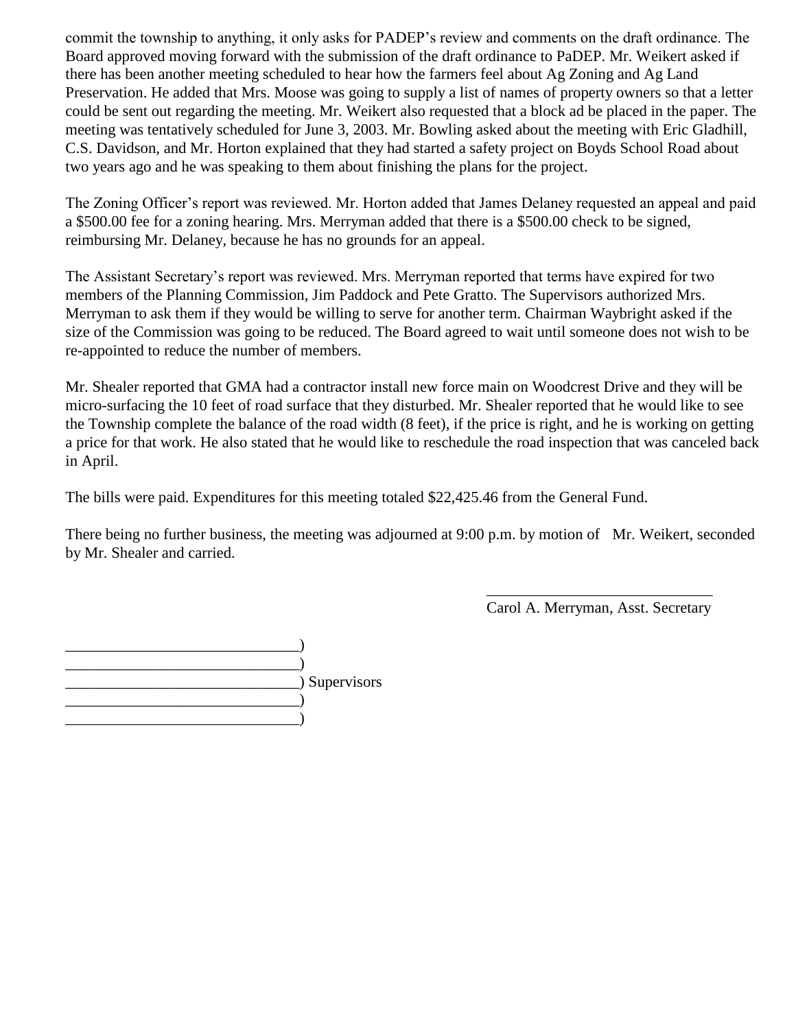commit the township to anything, it only asks for PADEP's review and comments on the draft ordinance. The Board approved moving forward with the submission of the draft ordinance to PaDEP. Mr. Weikert asked if there has been another meeting scheduled to hear how the farmers feel about Ag Zoning and Ag Land Preservation. He added that Mrs. Moose was going to supply a list of names of property owners so that a letter could be sent out regarding the meeting. Mr. Weikert also requested that a block ad be placed in the paper. The meeting was tentatively scheduled for June 3, 2003. Mr. Bowling asked about the meeting with Eric Gladhill, C.S. Davidson, and Mr. Horton explained that they had started a safety project on Boyds School Road about two years ago and he was speaking to them about finishing the plans for the project.

The Zoning Officer's report was reviewed. Mr. Horton added that James Delaney requested an appeal and paid a $500.00 fee for a zoning hearing. Mrs. Merryman added that there is a $500.00 check to be signed, reimbursing Mr. Delaney, because he has no grounds for an appeal.

The Assistant Secretary's report was reviewed. Mrs. Merryman reported that terms have expired for two members of the Planning Commission, Jim Paddock and Pete Gratto. The Supervisors authorized Mrs. Merryman to ask them if they would be willing to serve for another term. Chairman Waybright asked if the size of the Commission was going to be reduced. The Board agreed to wait until someone does not wish to be re-appointed to reduce the number of members.

Mr. Shealer reported that GMA had a contractor install new force main on Woodcrest Drive and they will be micro-surfacing the 10 feet of road surface that they disturbed. Mr. Shealer reported that he would like to see the Township complete the balance of the road width (8 feet), if the price is right, and he is working on getting a price for that work. He also stated that he would like to reschedule the road inspection that was canceled back in April.

The bills were paid. Expenditures for this meeting totaled $22,425.46 from the General Fund.

There being no further business, the meeting was adjourned at 9:00 p.m. by motion of Mr. Weikert, seconded by Mr. Shealer and carried.

_____________________________
Carol A. Merryman, Asst. Secretary

______________________________)
______________________________)
______________________________) Supervisors
______________________________)
______________________________)